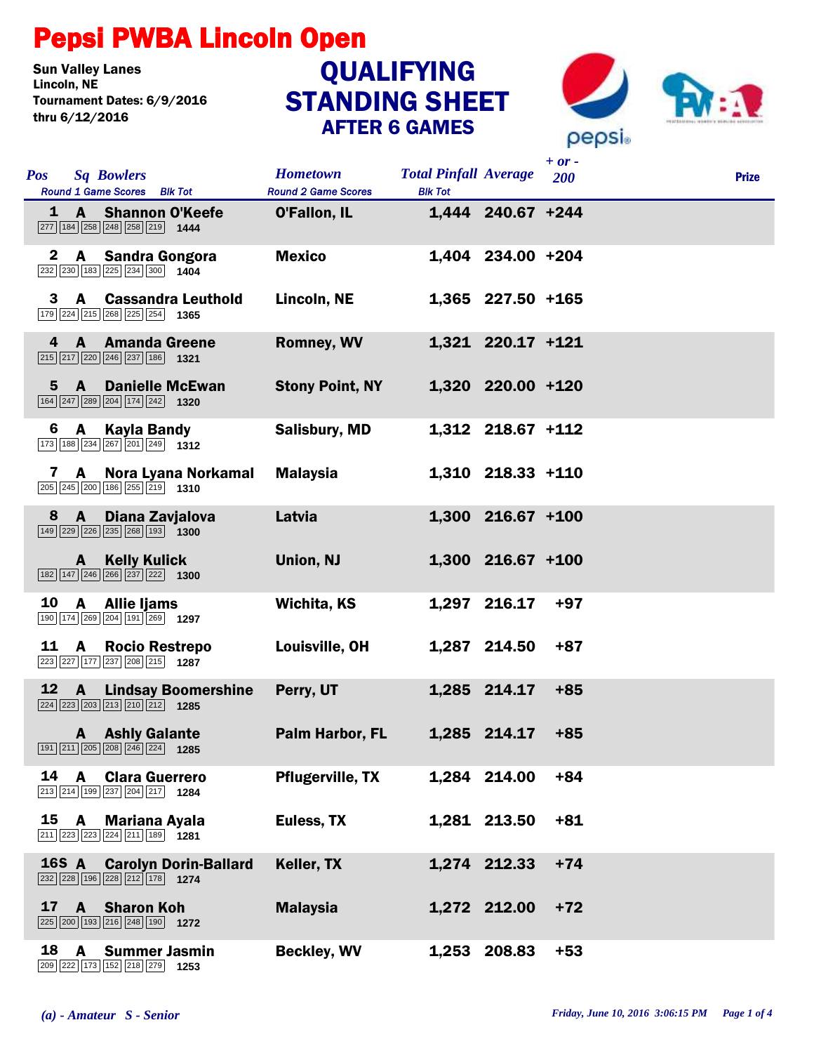# Pepsi PWBA Lincoln Open

**Sun Valley Lanes**
**Lincoln, NE**
**Tournament Dates: 6/9/2016 thru 6/12/2016**

## QUALIFYING STANDING SHEET
### AFTER 6 GAMES

| Pos | Sq | Bowlers | Round 1 Game Scores | Blk Tot | Hometown | Total Pinfall | Average | + or - 200 | Prize |
|---|---|---|---|---|---|---|---|---|---|
| 1 | A | Shannon O'Keefe | 277 184 258 248 258 219 | 1444 | O'Fallon, IL | 1,444 | 240.67 | +244 | |
| 2 | A | Sandra Gongora | 232 230 183 225 234 300 | 1404 | Mexico | 1,404 | 234.00 | +204 | |
| 3 | A | Cassandra Leuthold | 179 224 215 268 225 254 | 1365 | Lincoln, NE | 1,365 | 227.50 | +165 | |
| 4 | A | Amanda Greene | 215 217 220 246 237 186 | 1321 | Romney, WV | 1,321 | 220.17 | +121 | |
| 5 | A | Danielle McEwan | 164 247 289 204 174 242 | 1320 | Stony Point, NY | 1,320 | 220.00 | +120 | |
| 6 | A | Kayla Bandy | 173 188 234 267 201 249 | 1312 | Salisbury, MD | 1,312 | 218.67 | +112 | |
| 7 | A | Nora Lyana Norkamal | 205 245 200 186 255 219 | 1310 | Malaysia | 1,310 | 218.33 | +110 | |
| 8 | A | Diana Zavjalova | 149 229 226 235 268 193 | 1300 | Latvia | 1,300 | 216.67 | +100 | |
| | A | Kelly Kulick | 182 147 246 266 237 222 | 1300 | Union, NJ | 1,300 | 216.67 | +100 | |
| 10 | A | Allie Ijams | 190 174 269 204 191 269 | 1297 | Wichita, KS | 1,297 | 216.17 | +97 | |
| 11 | A | Rocio Restrepo | 223 227 177 237 208 215 | 1287 | Louisville, OH | 1,287 | 214.50 | +87 | |
| 12 | A | Lindsay Boomershine | 224 223 203 213 210 212 | 1285 | Perry, UT | 1,285 | 214.17 | +85 | |
| | A | Ashly Galante | 191 211 205 208 246 224 | 1285 | Palm Harbor, FL | 1,285 | 214.17 | +85 | |
| 14 | A | Clara Guerrero | 213 214 199 237 204 217 | 1284 | Pflugerville, TX | 1,284 | 214.00 | +84 | |
| 15 | A | Mariana Ayala | 211 223 223 224 211 189 | 1281 | Euless, TX | 1,281 | 213.50 | +81 | |
| 16S | A | Carolyn Dorin-Ballard | 232 228 196 228 212 178 | 1274 | Keller, TX | 1,274 | 212.33 | +74 | |
| 17 | A | Sharon Koh | 225 200 193 216 248 190 | 1272 | Malaysia | 1,272 | 212.00 | +72 | |
| 18 | A | Summer Jasmin | 209 222 173 152 218 279 | 1253 | Beckley, WV | 1,253 | 208.83 | +53 | |

*(a) - Amateur S - Senior*

*Friday, June 10, 2016 3:06:15 PM*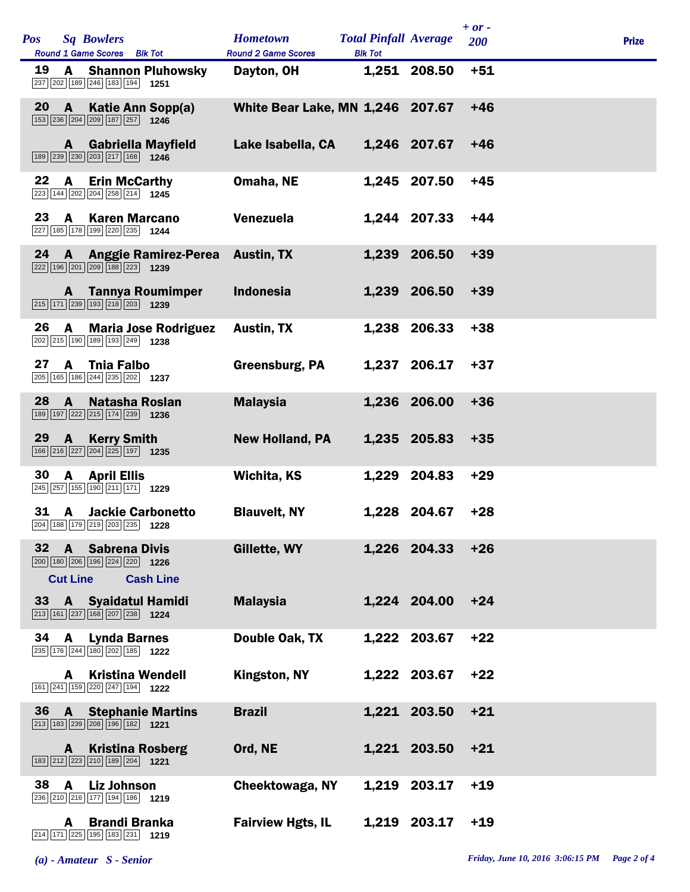| Pos | Sq | Bowlers | Round 1 Game Scores | Blk Tot | Hometown | Total Pinfall | Average | + or - 200 | Prize |
|---|---|---|---|---|---|---|---|---|---|
| 19 | A | Shannon Pluhowsky | 237 202 189 246 183 194 | 1251 | Dayton, OH | 1,251 | 208.50 | +51 | |
| 20 | A | Katie Ann Sopp(a) | 153 236 204 209 187 257 | 1246 | White Bear Lake, MN | 1,246 | 207.67 | +46 | |
| | A | Gabriella Mayfield | 189 239 230 203 217 168 | 1246 | Lake Isabella, CA | 1,246 | 207.67 | +46 | |
| 22 | A | Erin McCarthy | 223 144 202 204 258 214 | 1245 | Omaha, NE | 1,245 | 207.50 | +45 | |
| 23 | A | Karen Marcano | 227 185 178 199 220 235 | 1244 | Venezuela | 1,244 | 207.33 | +44 | |
| 24 | A | Anggie Ramirez-Perea | 222 196 201 209 188 223 | 1239 | Austin, TX | 1,239 | 206.50 | +39 | |
| | A | Tannya Roumimper | 215 171 239 193 218 203 | 1239 | Indonesia | 1,239 | 206.50 | +39 | |
| 26 | A | Maria Jose Rodriguez | 202 215 190 189 193 249 | 1238 | Austin, TX | 1,238 | 206.33 | +38 | |
| 27 | A | Tnia Falbo | 205 165 186 244 235 202 | 1237 | Greensburg, PA | 1,237 | 206.17 | +37 | |
| 28 | A | Natasha Roslan | 189 197 222 215 174 239 | 1236 | Malaysia | 1,236 | 206.00 | +36 | |
| 29 | A | Kerry Smith | 166 216 227 204 225 197 | 1235 | New Holland, PA | 1,235 | 205.83 | +35 | |
| 30 | A | April Ellis | 245 257 155 190 211 171 | 1229 | Wichita, KS | 1,229 | 204.83 | +29 | |
| 31 | A | Jackie Carbonetto | 204 188 179 219 203 235 | 1228 | Blauvelt, NY | 1,228 | 204.67 | +28 | |
| 32 | A | Sabrena Divis | 200 180 206 196 224 220 | 1226 | Gillette, WY | 1,226 | 204.33 | +26 | |
| Cut Line | | Cash Line | | | | | | | |
| 33 | A | Syaidatul Hamidi | 213 161 237 168 207 238 | 1224 | Malaysia | 1,224 | 204.00 | +24 | |
| 34 | A | Lynda Barnes | 235 176 244 180 202 185 | 1222 | Double Oak, TX | 1,222 | 203.67 | +22 | |
| | A | Kristina Wendell | 161 241 159 220 247 194 | 1222 | Kingston, NY | 1,222 | 203.67 | +22 | |
| 36 | A | Stephanie Martins | 213 183 239 208 196 182 | 1221 | Brazil | 1,221 | 203.50 | +21 | |
| | A | Kristina Rosberg | 183 212 223 210 189 204 | 1221 | Ord, NE | 1,221 | 203.50 | +21 | |
| 38 | A | Liz Johnson | 236 210 216 177 194 186 | 1219 | Cheektowaga, NY | 1,219 | 203.17 | +19 | |
| | A | Brandi Branka | 214 171 225 195 183 231 | 1219 | Fairview Hgts, IL | 1,219 | 203.17 | +19 | |

*(a) - Amateur S - Senior*

*Friday, June 10, 2016 3:06:15 PM*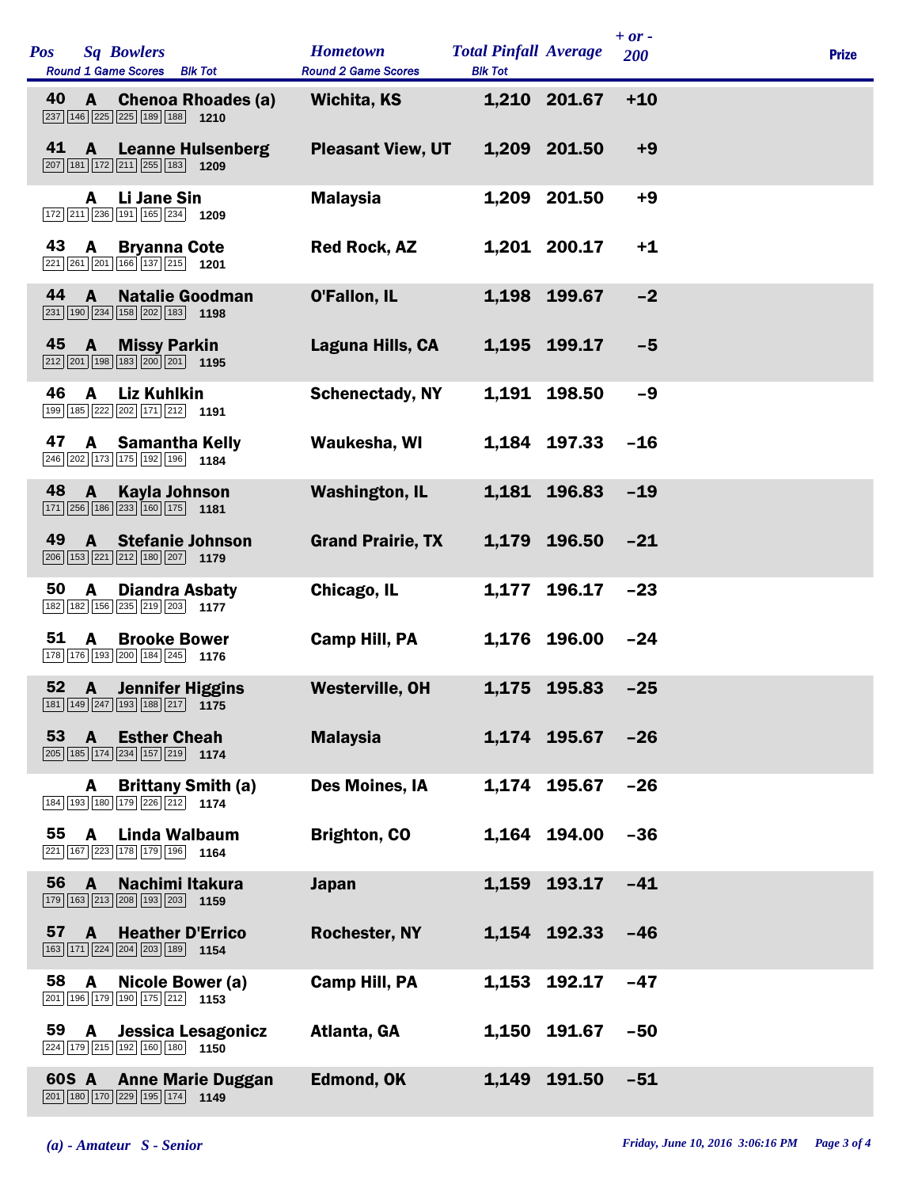| Pos | Sq | Bowlers | Round 1 Game Scores | Blk Tot | Hometown | Total Pinfall | Average | + or - 200 | Prize |
|---|---|---|---|---|---|---|---|---|---|
| 40 | A | Chenoa Rhoades (a) | 237 146 225 225 189 188 | 1210 | Wichita, KS | 1,210 | 201.67 | +10 | |
| 41 | A | Leanne Hulsenberg | 207 181 172 211 255 183 | 1209 | Pleasant View, UT | 1,209 | 201.50 | +9 | |
| | A | Li Jane Sin | 172 211 236 191 165 234 | 1209 | Malaysia | 1,209 | 201.50 | +9 | |
| 43 | A | Bryanna Cote | 221 261 201 166 137 215 | 1201 | Red Rock, AZ | 1,201 | 200.17 | +1 | |
| 44 | A | Natalie Goodman | 231 190 234 158 202 183 | 1198 | O'Fallon, IL | 1,198 | 199.67 | -2 | |
| 45 | A | Missy Parkin | 212 201 198 183 200 201 | 1195 | Laguna Hills, CA | 1,195 | 199.17 | -5 | |
| 46 | A | Liz Kuhlkin | 199 185 222 202 171 212 | 1191 | Schenectady, NY | 1,191 | 198.50 | -9 | |
| 47 | A | Samantha Kelly | 246 202 173 175 192 196 | 1184 | Waukesha, WI | 1,184 | 197.33 | -16 | |
| 48 | A | Kayla Johnson | 171 256 186 233 160 175 | 1181 | Washington, IL | 1,181 | 196.83 | -19 | |
| 49 | A | Stefanie Johnson | 206 153 221 212 180 207 | 1179 | Grand Prairie, TX | 1,179 | 196.50 | -21 | |
| 50 | A | Diandra Asbaty | 182 182 156 235 219 203 | 1177 | Chicago, IL | 1,177 | 196.17 | -23 | |
| 51 | A | Brooke Bower | 178 176 193 200 184 245 | 1176 | Camp Hill, PA | 1,176 | 196.00 | -24 | |
| 52 | A | Jennifer Higgins | 181 149 247 193 188 217 | 1175 | Westerville, OH | 1,175 | 195.83 | -25 | |
| 53 | A | Esther Cheah | 205 185 174 234 157 219 | 1174 | Malaysia | 1,174 | 195.67 | -26 | |
| | A | Brittany Smith (a) | 184 193 180 179 226 212 | 1174 | Des Moines, IA | 1,174 | 195.67 | -26 | |
| 55 | A | Linda Walbaum | 221 167 223 178 179 196 | 1164 | Brighton, CO | 1,164 | 194.00 | -36 | |
| 56 | A | Nachimi Itakura | 179 163 213 208 193 203 | 1159 | Japan | 1,159 | 193.17 | -41 | |
| 57 | A | Heather D'Errico | 163 171 224 204 203 189 | 1154 | Rochester, NY | 1,154 | 192.33 | -46 | |
| 58 | A | Nicole Bower (a) | 201 196 179 190 175 212 | 1153 | Camp Hill, PA | 1,153 | 192.17 | -47 | |
| 59 | A | Jessica Lesagonicz | 224 179 215 192 160 180 | 1150 | Atlanta, GA | 1,150 | 191.67 | -50 | |
| 60S | A | Anne Marie Duggan | 201 180 170 229 195 174 | 1149 | Edmond, OK | 1,149 | 191.50 | -51 | |

*(a) - Amateur S - Senior*

*Friday, June 10, 2016 3:06:16 PM*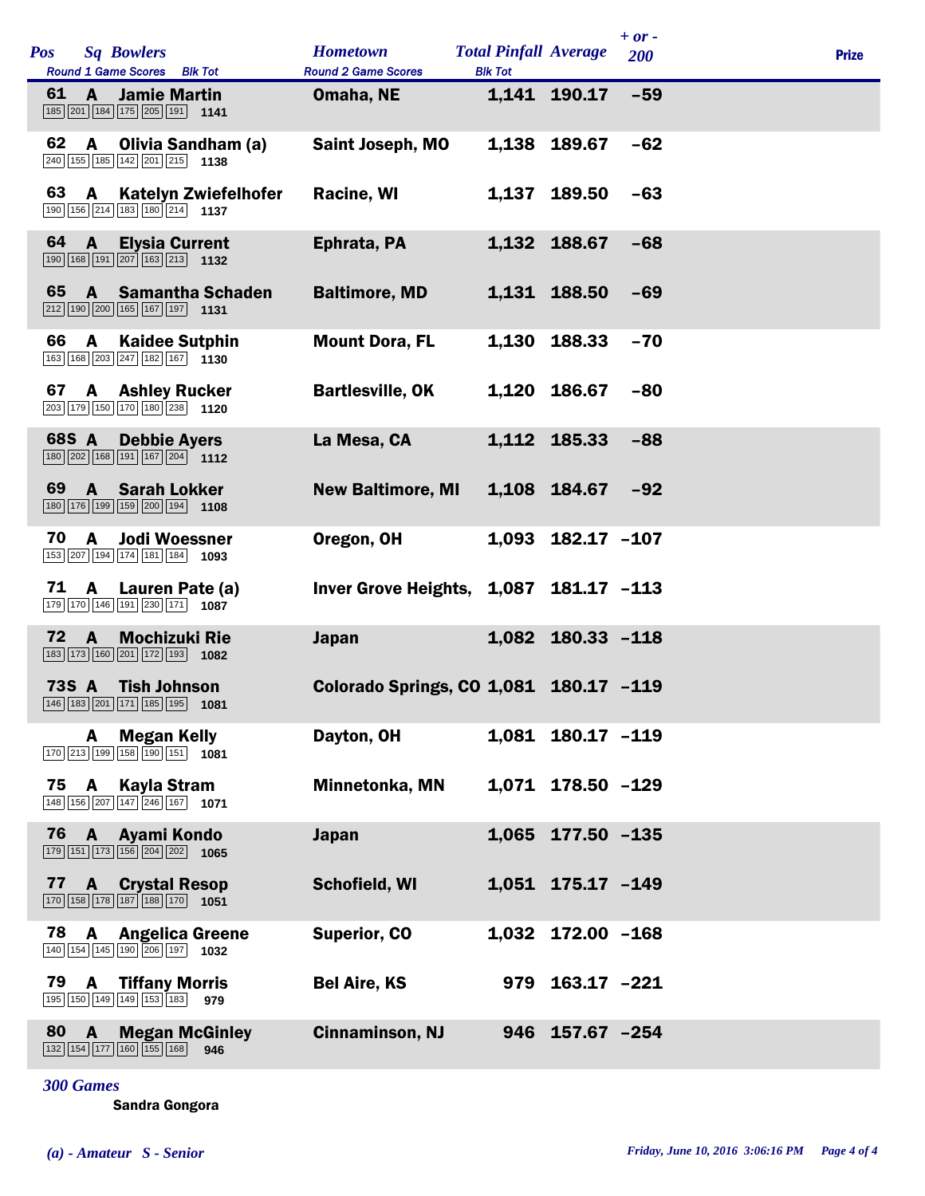| Pos | Sq | Bowlers / Round 1 Game Scores | Blk Tot | Hometown / Round 2 Game Scores | Total Pinfall / Blk Tot | Average | + or - 200 | Prize |
|---|---|---|---|---|---|---|---|---|
| 61 | A | Jamie Martin<br>185 201 184 175 205 191 | 1141 | Omaha, NE | 1,141 | 190.17 | -59 | |
| 62 | A | Olivia Sandham (a)<br>240 155 185 142 201 215 | 1138 | Saint Joseph, MO | 1,138 | 189.67 | -62 | |
| 63 | A | Katelyn Zwiefelhofer<br>190 156 214 183 180 214 | 1137 | Racine, WI | 1,137 | 189.50 | -63 | |
| 64 | A | Elysia Current<br>190 168 191 207 163 213 | 1132 | Ephrata, PA | 1,132 | 188.67 | -68 | |
| 65 | A | Samantha Schaden<br>212 190 200 165 167 197 | 1131 | Baltimore, MD | 1,131 | 188.50 | -69 | |
| 66 | A | Kaidee Sutphin<br>163 168 203 247 182 167 | 1130 | Mount Dora, FL | 1,130 | 188.33 | -70 | |
| 67 | A | Ashley Rucker<br>203 179 150 170 180 238 | 1120 | Bartlesville, OK | 1,120 | 186.67 | -80 | |
| 68S | A | Debbie Ayers<br>180 202 168 191 167 204 | 1112 | La Mesa, CA | 1,112 | 185.33 | -88 | |
| 69 | A | Sarah Lokker<br>180 176 199 159 200 194 | 1108 | New Baltimore, MI | 1,108 | 184.67 | -92 | |
| 70 | A | Jodi Woessner<br>153 207 194 174 181 184 | 1093 | Oregon, OH | 1,093 | 182.17 | -107 | |
| 71 | A | Lauren Pate (a)<br>179 170 146 191 230 171 | 1087 | Inver Grove Heights, | 1,087 | 181.17 | -113 | |
| 72 | A | Mochizuki Rie<br>183 173 160 201 172 193 | 1082 | Japan | 1,082 | 180.33 | -118 | |
| 73S | A | Tish Johnson<br>146 183 201 171 185 195 | 1081 | Colorado Springs, CO | 1,081 | 180.17 | -119 | |
| | A | Megan Kelly<br>170 213 199 158 190 151 | 1081 | Dayton, OH | 1,081 | 180.17 | -119 | |
| 75 | A | Kayla Stram<br>148 156 207 147 246 167 | 1071 | Minnetonka, MN | 1,071 | 178.50 | -129 | |
| 76 | A | Ayami Kondo<br>179 151 173 156 204 202 | 1065 | Japan | 1,065 | 177.50 | -135 | |
| 77 | A | Crystal Resop<br>170 158 178 187 188 170 | 1051 | Schofield, WI | 1,051 | 175.17 | -149 | |
| 78 | A | Angelica Greene<br>140 154 145 190 206 197 | 1032 | Superior, CO | 1,032 | 172.00 | -168 | |
| 79 | A | Tiffany Morris<br>195 150 149 149 153 183 | 979 | Bel Aire, KS | 979 | 163.17 | -221 | |
| 80 | A | Megan McGinley<br>132 154 177 160 155 168 | 946 | Cinnaminson, NJ | 946 | 157.67 | -254 | |

*300 Games*

Sandra Gongora

*(a) - Amateur S - Senior*

*Friday, June 10, 2016 3:06:16 PM*